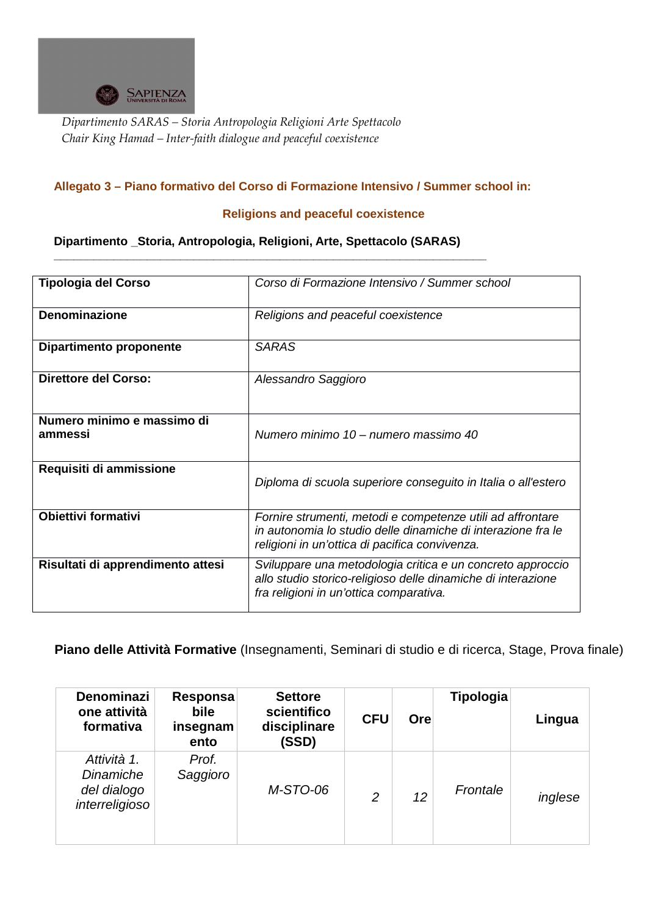*Dipartimento SARAS – Storia Antropologia Religioni Arte Spettacolo*
*Chair King Hamad – Inter-faith dialogue and peaceful coexistence*

## Allegato 3 – Piano formativo del Corso di Formazione Intensivo / Summer school in:

## Religions and peaceful coexistence

**Dipartimento _Storia, Antropologia, Religioni, Arte, Spettacolo (SARAS)**

| | |
|---|---|
| **Tipologia del Corso** | *Corso di Formazione Intensivo / Summer school* |
| **Denominazione** | *Religions and peaceful coexistence* |
| **Dipartimento proponente** | *SARAS* |
| **Direttore del Corso:** | *Alessandro Saggioro* |
| **Numero minimo e massimo di ammessi** | *Numero minimo 10 – numero massimo 40* |
| **Requisiti di ammissione** | *Diploma di scuola superiore conseguito in Italia o all'estero* |
| **Obiettivi formativi** | *Fornire strumenti, metodi e competenze utili ad affrontare in autonomia lo studio delle dinamiche di interazione fra le religioni in un'ottica di pacifica convivenza.* |
| **Risultati di apprendimento attesi** | *Sviluppare una metodologia critica e un concreto approccio allo studio storico-religioso delle dinamiche di interazione fra religioni in un'ottica comparativa.* |

**Piano delle Attività Formative** (Insegnamenti, Seminari di studio e di ricerca, Stage, Prova finale)

| Denominazione attività formativa | Responsabile insegnamento | Settore scientifico disciplinare (SSD) | CFU | Ore | Tipologia | Lingua |
|---|---|---|---|---|---|---|
| *Attività 1. Dinamiche del dialogo interreligioso* | *Prof. Saggioro* | *M-STO-06* | *2* | *12* | *Frontale* | *inglese* |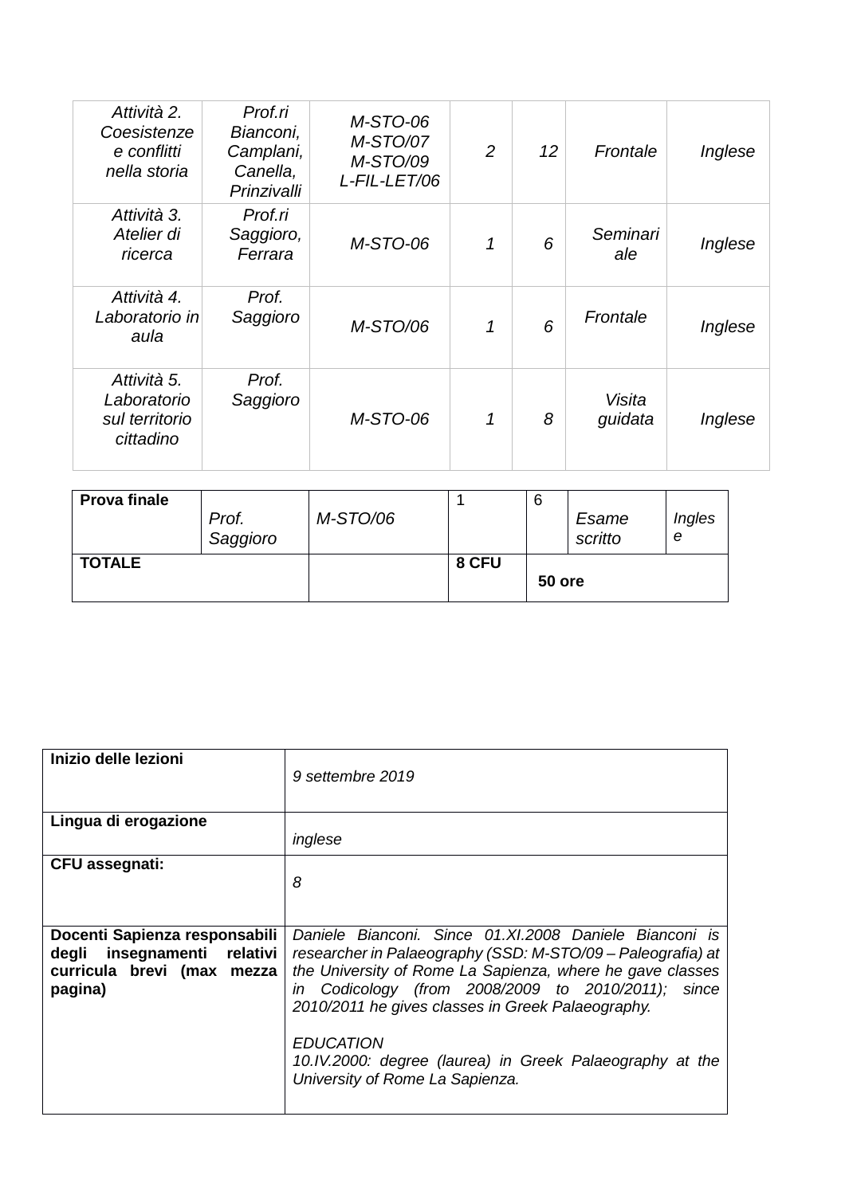| | | | | | | |
|---|---|---|---|---|---|---|
| *Attività 2. Coesistenze e conflitti nella storia* | *Prof.ri Bianconi, Camplani, Canella, Prinzivalli* | *M-STO-06 M-STO/07 M-STO/09 L-FIL-LET/06* | *2* | *12* | *Frontale* | *Inglese* |
| *Attività 3. Atelier di ricerca* | *Prof.ri Saggioro, Ferrara* | *M-STO-06* | *1* | *6* | *Seminariale* | *Inglese* |
| *Attività 4. Laboratorio in aula* | *Prof. Saggioro* | *M-STO/06* | *1* | *6* | *Frontale* | *Inglese* |
| *Attività 5. Laboratorio sul territorio cittadino* | *Prof. Saggioro* | *M-STO-06* | *1* | *8* | *Visita guidata* | *Inglese* |

| | | | | | | |
|---|---|---|---|---|---|---|
| **Prova finale** | *Prof. Saggioro* | *M-STO/06* | 1 | 6 | *Esame scritto* | *Inglese* |
| **TOTALE** | | | **8 CFU** | **50 ore** | | |

| | |
|---|---|
| **Inizio delle lezioni** | *9 settembre 2019* |
| **Lingua di erogazione** | *inglese* |
| **CFU assegnati:** | *8* |
| **Docenti Sapienza responsabili degli insegnamenti relativi curricula brevi (max mezza pagina)** | *Daniele Bianconi. Since 01.XI.2008 Daniele Bianconi is researcher in Palaeography (SSD: M-STO/09 – Paleografia) at the University of Rome La Sapienza, where he gave classes in Codicology (from 2008/2009 to 2010/2011); since 2010/2011 he gives classes in Greek Palaeography.*<br><br>*EDUCATION*<br>*10.IV.2000: degree (laurea) in Greek Palaeography at the University of Rome La Sapienza.* |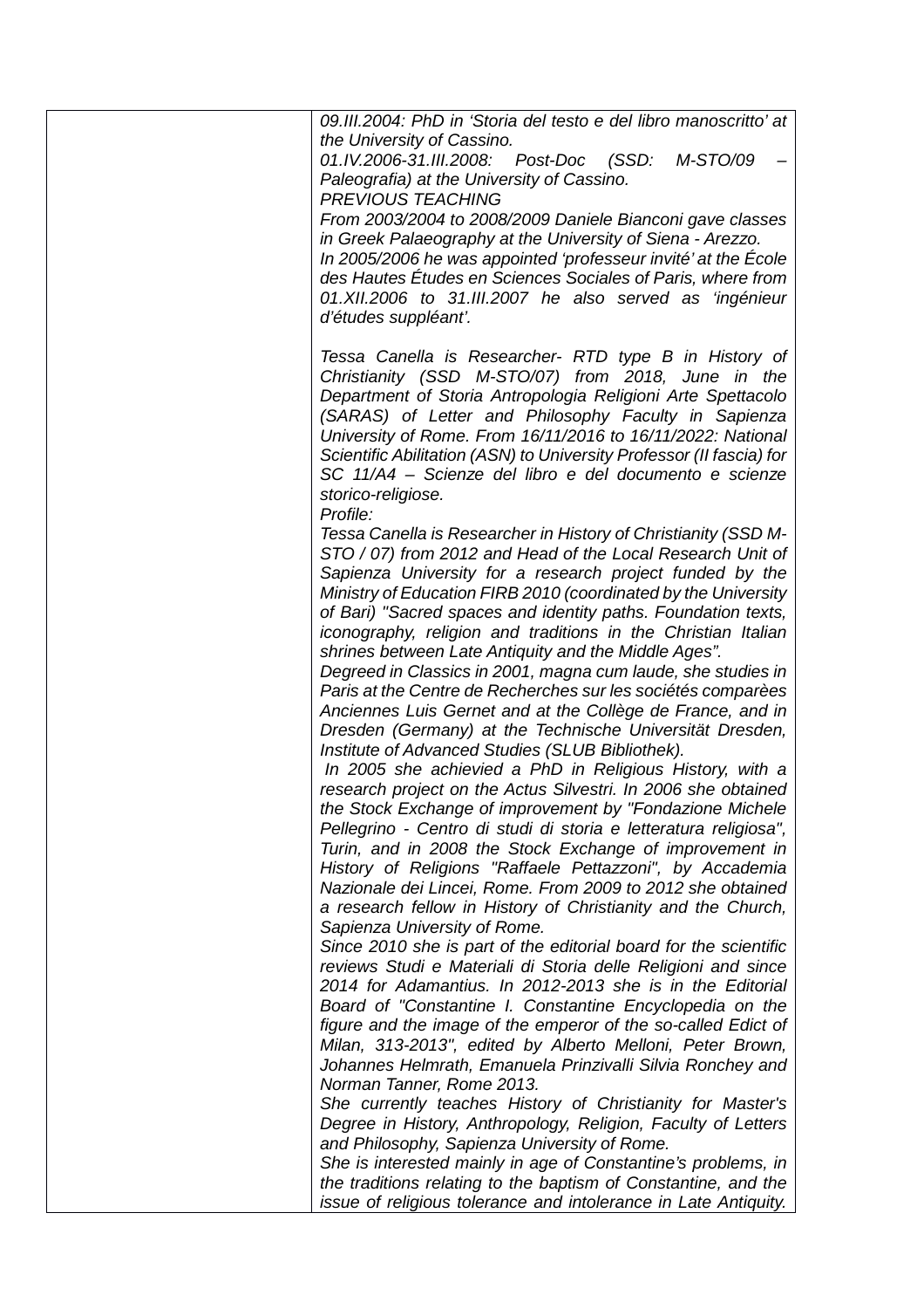| | |
|---|---|
| | *09.III.2004: PhD in 'Storia del testo e del libro manoscritto' at the University of Cassino.*<br>*01.IV.2006-31.III.2008: Post-Doc (SSD: M-STO/09 – Paleografia) at the University of Cassino.*<br>*PREVIOUS TEACHING*<br>*From 2003/2004 to 2008/2009 Daniele Bianconi gave classes in Greek Palaeography at the University of Siena - Arezzo.*<br>*In 2005/2006 he was appointed 'professeur invité' at the École des Hautes Études en Sciences Sociales of Paris, where from 01.XII.2006 to 31.III.2007 he also served as 'ingénieur d'études suppléant'.*<br><br>*Tessa Canella is Researcher- RTD type B in History of Christianity (SSD M-STO/07) from 2018, June in the Department of Storia Antropologia Religioni Arte Spettacolo (SARAS) of Letter and Philosophy Faculty in Sapienza University of Rome. From 16/11/2016 to 16/11/2022: National Scientific Abilitation (ASN) to University Professor (II fascia) for SC 11/A4 – Scienze del libro e del documento e scienze storico-religiose.*<br>*Profile:*<br>*Tessa Canella is Researcher in History of Christianity (SSD M-STO / 07) from 2012 and Head of the Local Research Unit of Sapienza University for a research project funded by the Ministry of Education FIRB 2010 (coordinated by the University of Bari) "Sacred spaces and identity paths. Foundation texts, iconography, religion and traditions in the Christian Italian shrines between Late Antiquity and the Middle Ages".*<br>*Degreed in Classics in 2001, magna cum laude, she studies in Paris at the Centre de Recherches sur les sociétés comparèes Anciennes Luis Gernet and at the Collège de France, and in Dresden (Germany) at the Technische Universität Dresden, Institute of Advanced Studies (SLUB Bibliothek).*<br>*In 2005 she achievied a PhD in Religious History, with a research project on the Actus Silvestri. In 2006 she obtained the Stock Exchange of improvement by "Fondazione Michele Pellegrino - Centro di studi di storia e letteratura religiosa", Turin, and in 2008 the Stock Exchange of improvement in History of Religions "Raffaele Pettazzoni", by Accademia Nazionale dei Lincei, Rome. From 2009 to 2012 she obtained a research fellow in History of Christianity and the Church, Sapienza University of Rome.*<br>*Since 2010 she is part of the editorial board for the scientific reviews Studi e Materiali di Storia delle Religioni and since 2014 for Adamantius. In 2012-2013 she is in the Editorial Board of "Constantine I. Constantine Encyclopedia on the figure and the image of the emperor of the so-called Edict of Milan, 313-2013", edited by Alberto Melloni, Peter Brown, Johannes Helmrath, Emanuela Prinzivalli Silvia Ronchey and Norman Tanner, Rome 2013.*<br>*She currently teaches History of Christianity for Master's Degree in History, Anthropology, Religion, Faculty of Letters and Philosophy, Sapienza University of Rome.*<br>*She is interested mainly in age of Constantine's problems, in the traditions relating to the baptism of Constantine, and the issue of religious tolerance and intolerance in Late Antiquity.* |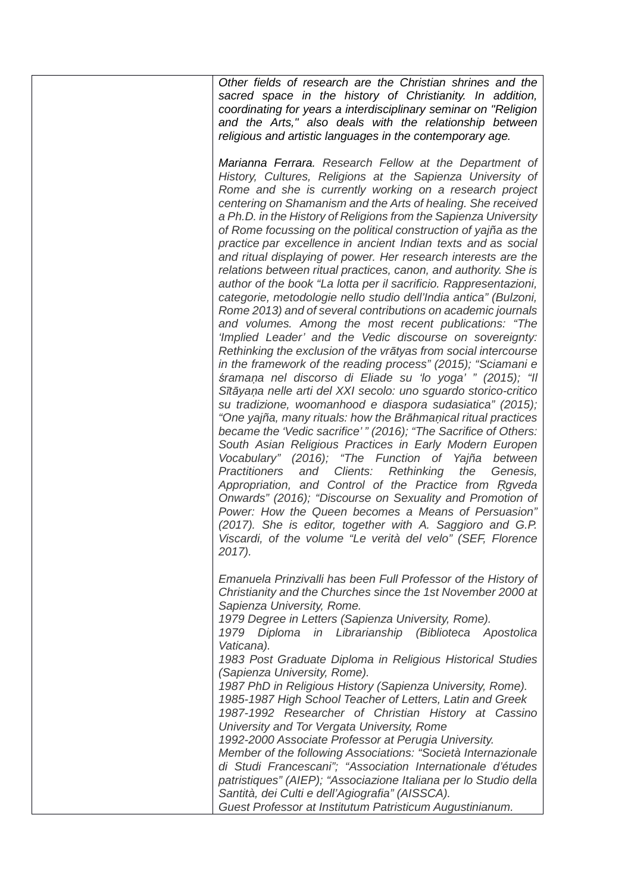| | |
|---|---|
| | *Other fields of research are the Christian shrines and the sacred space in the history of Christianity. In addition, coordinating for years a interdisciplinary seminar on "Religion and the Arts," also deals with the relationship between religious and artistic languages in the contemporary age.*<br><br>*Marianna Ferrara. Research Fellow at the Department of History, Cultures, Religions at the Sapienza University of Rome and she is currently working on a research project centering on Shamanism and the Arts of healing. She received a Ph.D. in the History of Religions from the Sapienza University of Rome focussing on the political construction of yajña as the practice par excellence in ancient Indian texts and as social and ritual displaying of power. Her research interests are the relations between ritual practices, canon, and authority. She is author of the book "La lotta per il sacrificio. Rappresentazioni, categorie, metodologie nello studio dell'India antica" (Bulzoni, Rome 2013) and of several contributions on academic journals and volumes. Among the most recent publications: "The 'Implied Leader' and the Vedic discourse on sovereignty: Rethinking the exclusion of the vrātyas from social intercourse in the framework of the reading process" (2015); "Sciamani e śramaṇa nel discorso di Eliade su 'lo yoga' " (2015); "Il Sītāyaṇa nelle arti del XXI secolo: uno sguardo storico-critico su tradizione, woomanhood e diaspora sudasiatica" (2015); "One yajña, many rituals: how the Brāhmaṇical ritual practices became the 'Vedic sacrifice' " (2016); "The Sacrifice of Others: South Asian Religious Practices in Early Modern Europen Vocabulary" (2016); "The Function of Yajña between Practitioners and Clients: Rethinking the Genesis, Appropriation, and Control of the Practice from Ṛgveda Onwards" (2016); "Discourse on Sexuality and Promotion of Power: How the Queen becomes a Means of Persuasion" (2017). She is editor, together with A. Saggioro and G.P. Viscardi, of the volume "Le verità del velo" (SEF, Florence 2017).*<br><br>*Emanuela Prinzivalli has been Full Professor of the History of Christianity and the Churches since the 1st November 2000 at Sapienza University, Rome.*<br>*1979 Degree in Letters (Sapienza University, Rome).*<br>*1979 Diploma in Librarianship (Biblioteca Apostolica Vaticana).*<br>*1983 Post Graduate Diploma in Religious Historical Studies (Sapienza University, Rome).*<br>*1987 PhD in Religious History (Sapienza University, Rome).*<br>*1985-1987 High School Teacher of Letters, Latin and Greek*<br>*1987-1992 Researcher of Christian History at Cassino University and Tor Vergata University, Rome*<br>*1992-2000 Associate Professor at Perugia University.*<br>*Member of the following Associations: "Società Internazionale di Studi Francescani"; "Association Internationale d'études patristiques" (AIEP); "Associazione Italiana per lo Studio della Santità, dei Culti e dell'Agiografia" (AISSCA).*<br>*Guest Professor at Institutum Patristicum Augustinianum.* |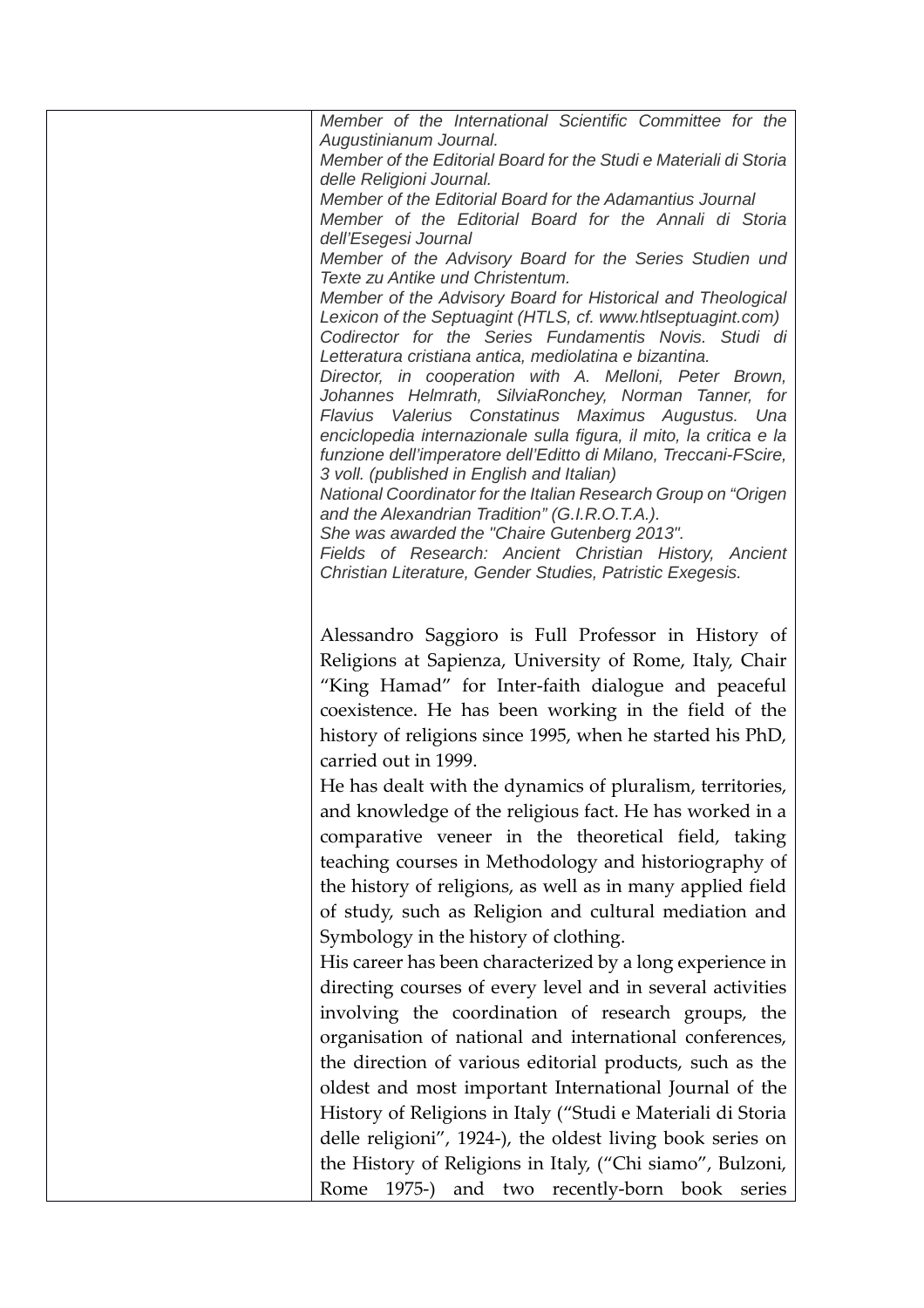| | |
|---|---|
| | *Member of the International Scientific Committee for the Augustinianum Journal.* <br> *Member of the Editorial Board for the Studi e Materiali di Storia delle Religioni Journal.* <br> *Member of the Editorial Board for the Adamantius Journal* <br> *Member of the Editorial Board for the Annali di Storia dell'Esegesi Journal* <br> *Member of the Advisory Board for the Series Studien und Texte zu Antike und Christentum.* <br> *Member of the Advisory Board for Historical and Theological Lexicon of the Septuagint (HTLS, cf. www.htlseptuagint.com)* <br> *Codirector for the Series Fundamentis Novis. Studi di Letteratura cristiana antica, mediolatina e bizantina.* <br> *Director, in cooperation with A. Melloni, Peter Brown, Johannes Helmrath, SilviaRonchey, Norman Tanner, for Flavius Valerius Constatinus Maximus Augustus. Una enciclopedia internazionale sulla figura, il mito, la critica e la funzione dell'imperatore dell'Editto di Milano, Treccani-FScire, 3 voll. (published in English and Italian)* <br> *National Coordinator for the Italian Research Group on "Origen and the Alexandrian Tradition" (G.I.R.O.T.A.).* <br> *She was awarded the "Chaire Gutenberg 2013".* <br> *Fields of Research: Ancient Christian History, Ancient Christian Literature, Gender Studies, Patristic Exegesis.* <br><br> Alessandro Saggioro is Full Professor in History of Religions at Sapienza, University of Rome, Italy, Chair "King Hamad" for Inter-faith dialogue and peaceful coexistence. He has been working in the field of the history of religions since 1995, when he started his PhD, carried out in 1999. <br> He has dealt with the dynamics of pluralism, territories, and knowledge of the religious fact. He has worked in a comparative veneer in the theoretical field, taking teaching courses in Methodology and historiography of the history of religions, as well as in many applied field of study, such as Religion and cultural mediation and Symbology in the history of clothing. <br> His career has been characterized by a long experience in directing courses of every level and in several activities involving the coordination of research groups, the organisation of national and international conferences, the direction of various editorial products, such as the oldest and most important International Journal of the History of Religions in Italy ("Studi e Materiali di Storia delle religioni", 1924-), the oldest living book series on the History of Religions in Italy, ("Chi siamo", Bulzoni, Rome 1975-) and two recently-born book series |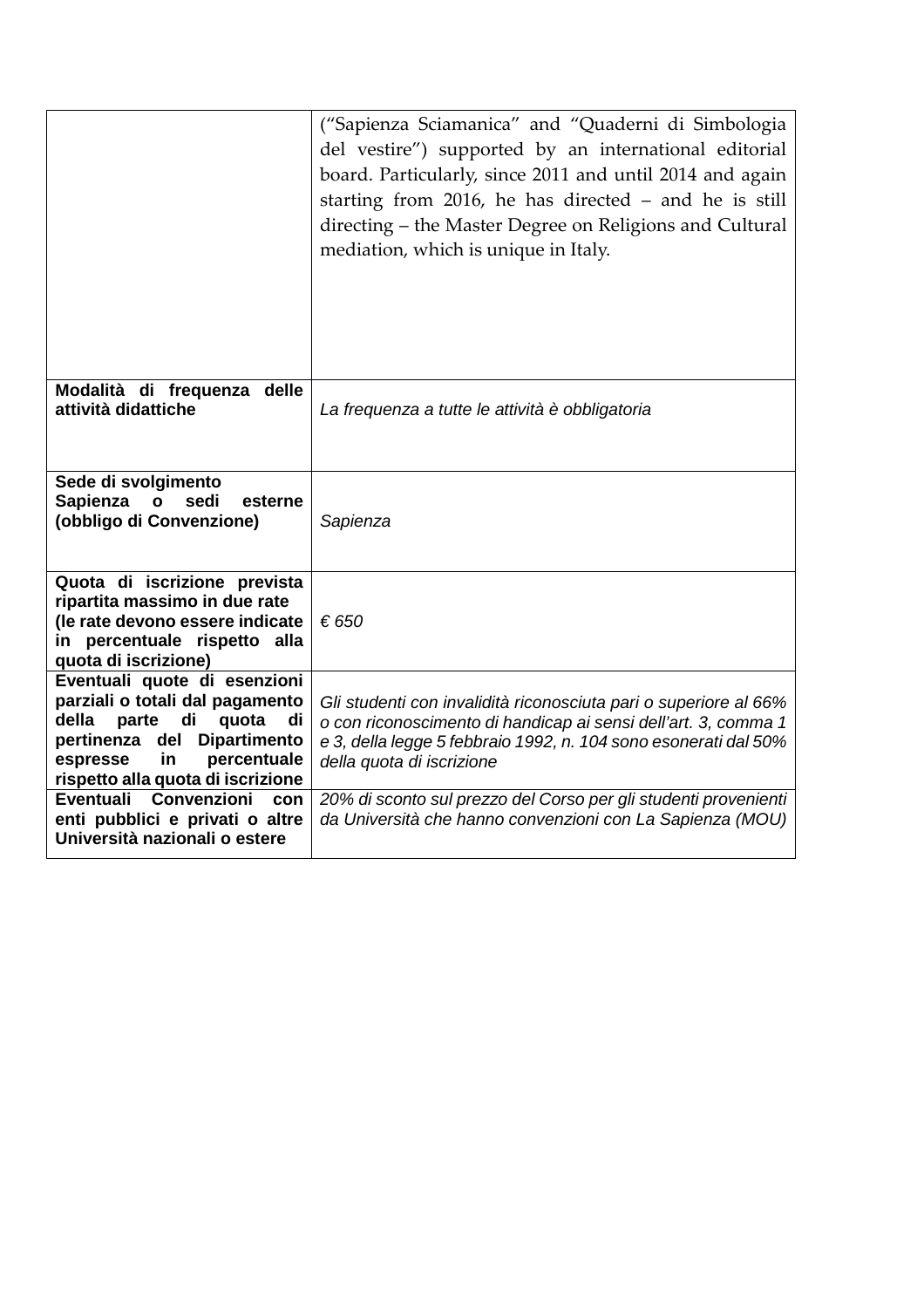| | |
|---|---|
| | (“Sapienza Sciamanica” and “Quaderni di Simbologia del vestire”) supported by an international editorial board. Particularly, since 2011 and until 2014 and again starting from 2016, he has directed – and he is still directing – the Master Degree on Religions and Cultural mediation, which is unique in Italy. |
| **Modalità di frequenza delle attività didattiche** | *La frequenza a tutte le attività è obbligatoria* |
| **Sede di svolgimento Sapienza o sedi esterne (obbligo di Convenzione)** | *Sapienza* |
| **Quota di iscrizione prevista ripartita massimo in due rate (le rate devono essere indicate in percentuale rispetto alla quota di iscrizione)** | *€ 650* |
| **Eventuali quote di esenzioni parziali o totali dal pagamento della parte di quota di pertinenza del Dipartimento espresse in percentuale rispetto alla quota di iscrizione** | *Gli studenti con invalidità riconosciuta pari o superiore al 66% o con riconoscimento di handicap ai sensi dell’art. 3, comma 1 e 3, della legge 5 febbraio 1992, n. 104 sono esonerati dal 50% della quota di iscrizione* |
| **Eventuali Convenzioni con enti pubblici e privati o altre Università nazionali o estere** | *20% di sconto sul prezzo del Corso per gli studenti provenienti da Università che hanno convenzioni con La Sapienza (MOU)* |